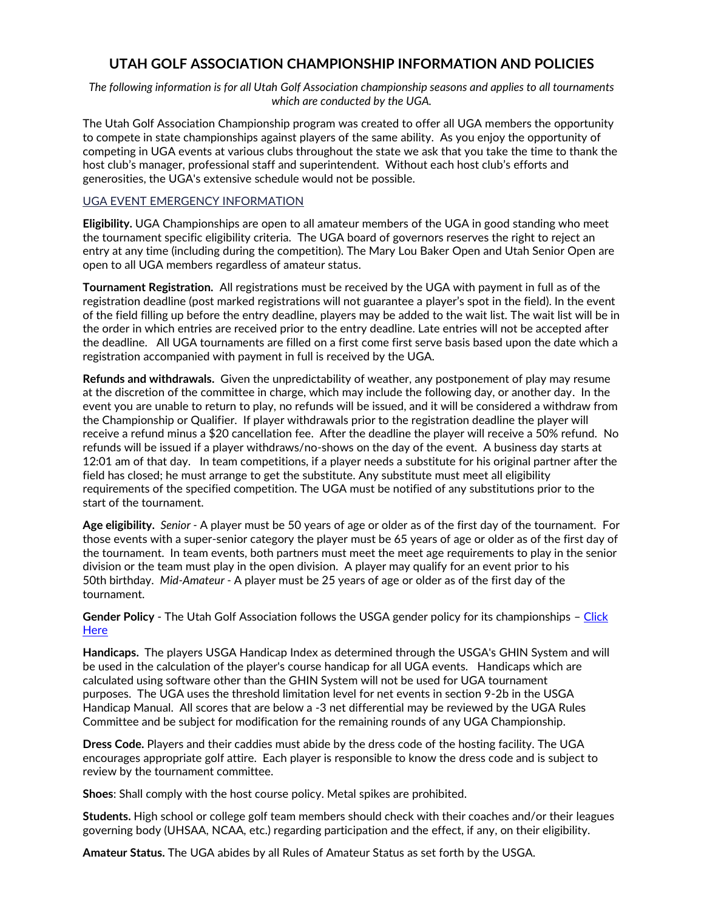# UTAH GOLF ASSOCIATION CHAMPIONSHIP INFORMATION AND POLICIES

*The following information is for all Utah Golf Association championship seasons and applies to all tournaments which are conducted by the UGA.*

The Utah Golf Association Championship program was created to offer all UGA members the opportunity to compete in state championships against players of the same ability. As you enjoy the opportunity of competing in UGA events at various clubs throughout the state we ask that you take the time to thank the host club's manager, professional staff and superintendent. Without each host club's efforts and generosities, the UGA's extensive schedule would not be possible.

UGA EVENT EMERGENCY INFORMATION

**Eligibility.** UGA Championships are open to all amateur members of the UGA in good standing who meet the tournament specific eligibility criteria. The UGA board of governors reserves the right to reject an entry at any time (including during the competition). The Mary Lou Baker Open and Utah Senior Open are open to all UGA members regardless of amateur status.

**Tournament Registration.** All registrations must be received by the UGA with payment in full as of the registration deadline (post marked registrations will not guarantee a player's spot in the field). In the event of the field filling up before the entry deadline, players may be added to the wait list. The wait list will be in the order in which entries are received prior to the entry deadline. Late entries will not be accepted after the deadline. All UGA tournaments are filled on a first come first serve basis based upon the date which a registration accompanied with payment in full is received by the UGA.

**Refunds and withdrawals.** Given the unpredictability of weather, any postponement of play may resume at the discretion of the committee in charge, which may include the following day, or another day. In the event you are unable to return to play, no refunds will be issued, and it will be considered a withdraw from the Championship or Qualifier. If player withdrawals prior to the registration deadline the player will receive a refund minus a $20 cancellation fee. After the deadline the player will receive a 50% refund. No refunds will be issued if a player withdraws/no-shows on the day of the event. A business day starts at 12:01 am of that day. In team competitions, if a player needs a substitute for his original partner after the field has closed; he must arrange to get the substitute. Any substitute must meet all eligibility requirements of the specified competition. The UGA must be notified of any substitutions prior to the start of the tournament.

**Age eligibility.** *Senior* - A player must be 50 years of age or older as of the first day of the tournament. For those events with a super-senior category the player must be 65 years of age or older as of the first day of the tournament. In team events, both partners must meet the meet age requirements to play in the senior division or the team must play in the open division. A player may qualify for an event prior to his 50th birthday. *Mid-Amateur* - A player must be 25 years of age or older as of the first day of the tournament.

**Gender Policy** - The Utah Golf Association follows the USGA gender policy for its championships – Click Here

**Handicaps.** The players USGA Handicap Index as determined through the USGA's GHIN System and will be used in the calculation of the player's course handicap for all UGA events. Handicaps which are calculated using software other than the GHIN System will not be used for UGA tournament purposes. The UGA uses the threshold limitation level for net events in section 9-2b in the USGA Handicap Manual. All scores that are below a -3 net differential may be reviewed by the UGA Rules Committee and be subject for modification for the remaining rounds of any UGA Championship.

**Dress Code.** Players and their caddies must abide by the dress code of the hosting facility. The UGA encourages appropriate golf attire. Each player is responsible to know the dress code and is subject to review by the tournament committee.

**Shoes**: Shall comply with the host course policy. Metal spikes are prohibited.

**Students.** High school or college golf team members should check with their coaches and/or their leagues governing body (UHSAA, NCAA, etc.) regarding participation and the effect, if any, on their eligibility.

**Amateur Status.** The UGA abides by all Rules of Amateur Status as set forth by the USGA.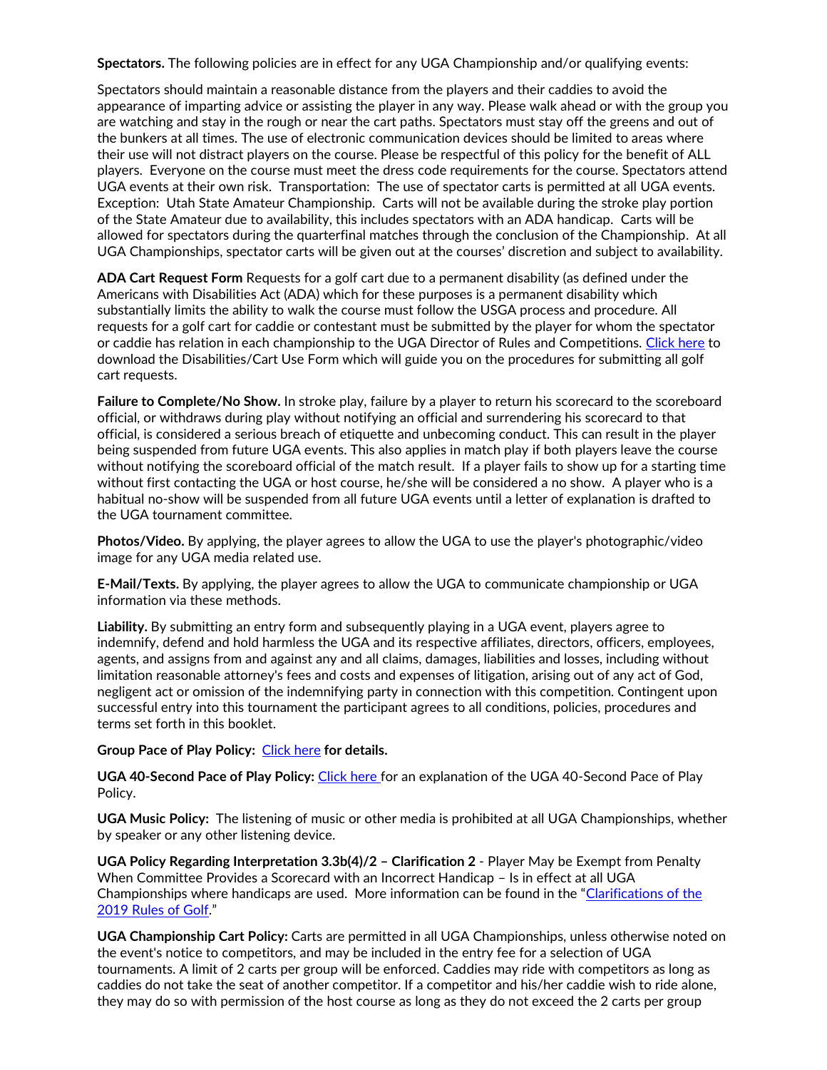**Spectators.** The following policies are in effect for any UGA Championship and/or qualifying events:

Spectators should maintain a reasonable distance from the players and their caddies to avoid the appearance of imparting advice or assisting the player in any way. Please walk ahead or with the group you are watching and stay in the rough or near the cart paths. Spectators must stay off the greens and out of the bunkers at all times. The use of electronic communication devices should be limited to areas where their use will not distract players on the course. Please be respectful of this policy for the benefit of ALL players. Everyone on the course must meet the dress code requirements for the course. Spectators attend UGA events at their own risk. Transportation: The use of spectator carts is permitted at all UGA events. Exception: Utah State Amateur Championship. Carts will not be available during the stroke play portion of the State Amateur due to availability, this includes spectators with an ADA handicap. Carts will be allowed for spectators during the quarterfinal matches through the conclusion of the Championship. At all UGA Championships, spectator carts will be given out at the courses' discretion and subject to availability.

**ADA Cart Request Form** Requests for a golf cart due to a permanent disability (as defined under the Americans with Disabilities Act (ADA) which for these purposes is a permanent disability which substantially limits the ability to walk the course must follow the USGA process and procedure. All requests for a golf cart for caddie or contestant must be submitted by the player for whom the spectator or caddie has relation in each championship to the UGA Director of Rules and Competitions. Click here to download the Disabilities/Cart Use Form which will guide you on the procedures for submitting all golf cart requests.

**Failure to Complete/No Show.** In stroke play, failure by a player to return his scorecard to the scoreboard official, or withdraws during play without notifying an official and surrendering his scorecard to that official, is considered a serious breach of etiquette and unbecoming conduct. This can result in the player being suspended from future UGA events. This also applies in match play if both players leave the course without notifying the scoreboard official of the match result. If a player fails to show up for a starting time without first contacting the UGA or host course, he/she will be considered a no show. A player who is a habitual no-show will be suspended from all future UGA events until a letter of explanation is drafted to the UGA tournament committee.

**Photos/Video.** By applying, the player agrees to allow the UGA to use the player's photographic/video image for any UGA media related use.

**E-Mail/Texts.** By applying, the player agrees to allow the UGA to communicate championship or UGA information via these methods.

**Liability.** By submitting an entry form and subsequently playing in a UGA event, players agree to indemnify, defend and hold harmless the UGA and its respective affiliates, directors, officers, employees, agents, and assigns from and against any and all claims, damages, liabilities and losses, including without limitation reasonable attorney's fees and costs and expenses of litigation, arising out of any act of God, negligent act or omission of the indemnifying party in connection with this competition. Contingent upon successful entry into this tournament the participant agrees to all conditions, policies, procedures and terms set forth in this booklet.

**Group Pace of Play Policy:** Click here **for details.**

**UGA 40-Second Pace of Play Policy:** Click here for an explanation of the UGA 40-Second Pace of Play Policy.

**UGA Music Policy:** The listening of music or other media is prohibited at all UGA Championships, whether by speaker or any other listening device.

**UGA Policy Regarding Interpretation 3.3b(4)/2 – Clarification 2** - Player May be Exempt from Penalty When Committee Provides a Scorecard with an Incorrect Handicap – Is in effect at all UGA Championships where handicaps are used. More information can be found in the "Clarifications of the 2019 Rules of Golf."

**UGA Championship Cart Policy:** Carts are permitted in all UGA Championships, unless otherwise noted on the event's notice to competitors, and may be included in the entry fee for a selection of UGA tournaments. A limit of 2 carts per group will be enforced. Caddies may ride with competitors as long as caddies do not take the seat of another competitor. If a competitor and his/her caddie wish to ride alone, they may do so with permission of the host course as long as they do not exceed the 2 carts per group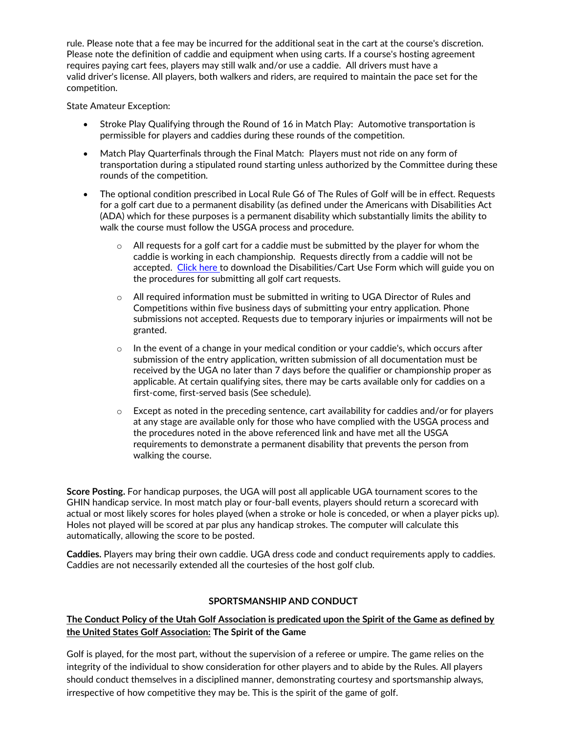rule. Please note that a fee may be incurred for the additional seat in the cart at the course's discretion. Please note the definition of caddie and equipment when using carts. If a course's hosting agreement requires paying cart fees, players may still walk and/or use a caddie. All drivers must have a valid driver's license. All players, both walkers and riders, are required to maintain the pace set for the competition.

State Amateur Exception:

- Stroke Play Qualifying through the Round of 16 in Match Play: Automotive transportation is permissible for players and caddies during these rounds of the competition.
- Match Play Quarterfinals through the Final Match: Players must not ride on any form of transportation during a stipulated round starting unless authorized by the Committee during these rounds of the competition.
- The optional condition prescribed in Local Rule G6 of The Rules of Golf will be in effect. Requests for a golf cart due to a permanent disability (as defined under the Americans with Disabilities Act (ADA) which for these purposes is a permanent disability which substantially limits the ability to walk the course must follow the USGA process and procedure.
  - All requests for a golf cart for a caddie must be submitted by the player for whom the caddie is working in each championship. Requests directly from a caddie will not be accepted. Click here to download the Disabilities/Cart Use Form which will guide you on the procedures for submitting all golf cart requests.
  - All required information must be submitted in writing to UGA Director of Rules and Competitions within five business days of submitting your entry application. Phone submissions not accepted. Requests due to temporary injuries or impairments will not be granted.
  - In the event of a change in your medical condition or your caddie's, which occurs after submission of the entry application, written submission of all documentation must be received by the UGA no later than 7 days before the qualifier or championship proper as applicable. At certain qualifying sites, there may be carts available only for caddies on a first-come, first-served basis (See schedule).
  - Except as noted in the preceding sentence, cart availability for caddies and/or for players at any stage are available only for those who have complied with the USGA process and the procedures noted in the above referenced link and have met all the USGA requirements to demonstrate a permanent disability that prevents the person from walking the course.

**Score Posting.** For handicap purposes, the UGA will post all applicable UGA tournament scores to the GHIN handicap service. In most match play or four-ball events, players should return a scorecard with actual or most likely scores for holes played (when a stroke or hole is conceded, or when a player picks up). Holes not played will be scored at par plus any handicap strokes. The computer will calculate this automatically, allowing the score to be posted.

**Caddies.** Players may bring their own caddie. UGA dress code and conduct requirements apply to caddies. Caddies are not necessarily extended all the courtesies of the host golf club.

## SPORTSMANSHIP AND CONDUCT

**The Conduct Policy of the Utah Golf Association is predicated upon the Spirit of the Game as defined by the United States Golf Association: The Spirit of the Game**

Golf is played, for the most part, without the supervision of a referee or umpire. The game relies on the integrity of the individual to show consideration for other players and to abide by the Rules. All players should conduct themselves in a disciplined manner, demonstrating courtesy and sportsmanship always, irrespective of how competitive they may be. This is the spirit of the game of golf.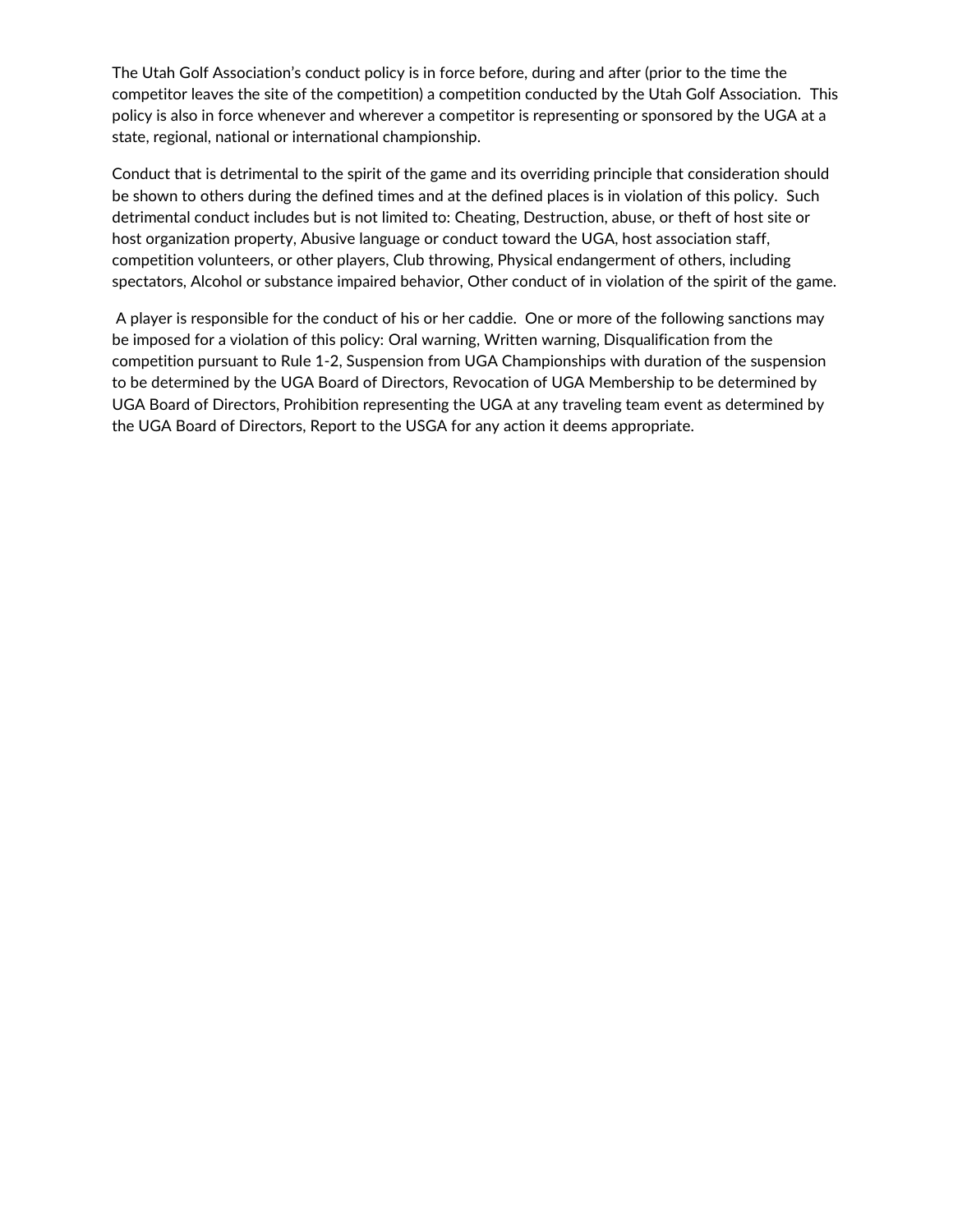The Utah Golf Association's conduct policy is in force before, during and after (prior to the time the competitor leaves the site of the competition) a competition conducted by the Utah Golf Association. This policy is also in force whenever and wherever a competitor is representing or sponsored by the UGA at a state, regional, national or international championship.

Conduct that is detrimental to the spirit of the game and its overriding principle that consideration should be shown to others during the defined times and at the defined places is in violation of this policy. Such detrimental conduct includes but is not limited to: Cheating, Destruction, abuse, or theft of host site or host organization property, Abusive language or conduct toward the UGA, host association staff, competition volunteers, or other players, Club throwing, Physical endangerment of others, including spectators, Alcohol or substance impaired behavior, Other conduct of in violation of the spirit of the game.

A player is responsible for the conduct of his or her caddie. One or more of the following sanctions may be imposed for a violation of this policy: Oral warning, Written warning, Disqualification from the competition pursuant to Rule 1-2, Suspension from UGA Championships with duration of the suspension to be determined by the UGA Board of Directors, Revocation of UGA Membership to be determined by UGA Board of Directors, Prohibition representing the UGA at any traveling team event as determined by the UGA Board of Directors, Report to the USGA for any action it deems appropriate.